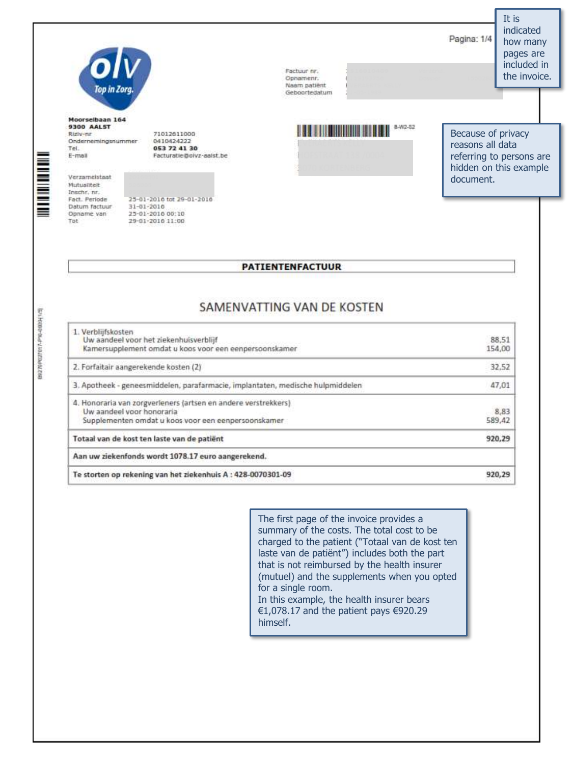It is indicated how many pages are included in the invoice.

Pagina: 1/4

olv Top in Zorg.

Factuur nr.
Opnamenr.
Naam patiënt
Geboortedatum

Because of privacy reasons all data referring to persons are hidden on this example document.

**Moorselbaan 164**
**9300 AALST**

| | |
|---|---|
| Riziv-nr | 71012611000 |
| Ondernemingsnummer | 0410424222 |
| Tel. | **053 72 41 30** |
| E-mail | Facturatie@olvz-aalst.be |

B-W2-82

| | |
|---|---|
| Verzamelstaat | |
| Mutualiteit | |
| Inschr. nr. | |
| Fact. Periode | 25-01-2016 tot 29-01-2016 |
| Datum factuur | 31-01-2016 |
| Opname van | 25-01-2016 00:10 |
| Tot | 29-01-2016 11:00 |

## PATIENTENFACTUUR

## SAMENVATTING VAN DE KOSTEN

| | |
|---|---|
| 1. Verblijfskosten | |
| Uw aandeel voor het ziekenhuisverblijf | 88,51 |
| Kamersupplement omdat u koos voor een eenpersoonskamer | 154,00 |
| 2. Forfaitair aangerekende kosten (2) | 32,52 |
| 3. Apotheek - geneesmiddelen, parafarmacie, implantaten, medische hulpmiddelen | 47,01 |
| 4. Honoraria van zorgverleners (artsen en andere verstrekkers) | |
| Uw aandeel voor honoraria | 8,83 |
| Supplementen omdat u koos voor een eenpersoonskamer | 589,42 |
| **Totaal van de kost ten laste van de patiënt** | **920,29** |
| **Aan uw ziekenfonds wordt 1078.17 euro aangerekend.** | |
| **Te storten op rekening van het ziekenhuis A : 428-0070301-09** | **920,29** |

The first page of the invoice provides a summary of the costs. The total cost to be charged to the patient ("Totaal van de kost ten laste van de patiënt") includes both the part that is not reimbursed by the health insurer (mutuel) and the supplements when you opted for a single room.
In this example, the health insurer bears €1,078.17 and the patient pays €920.29 himself.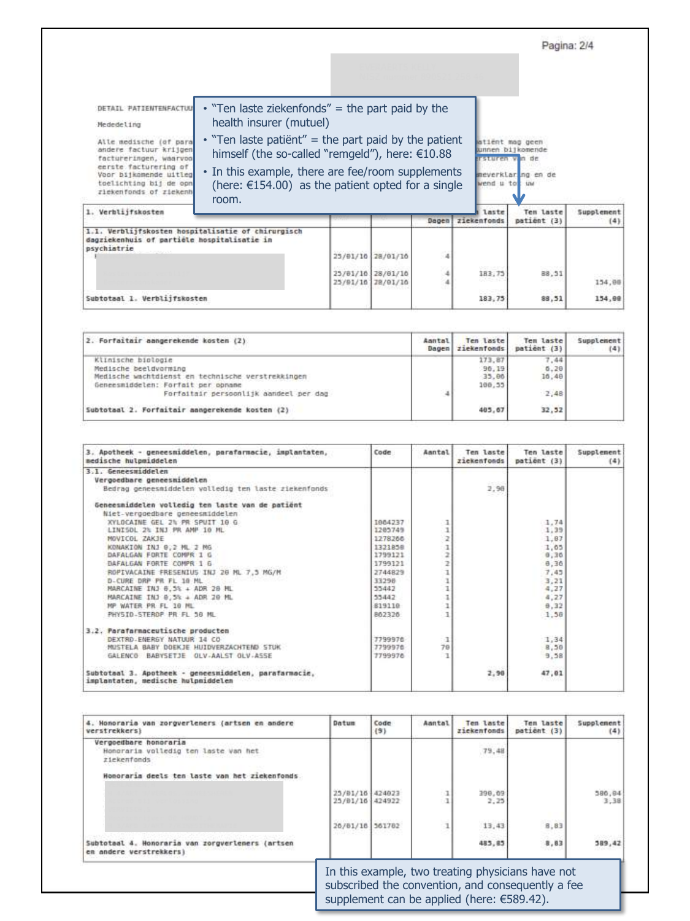DETAIL PATIENTENFACTUU

Mededeling

Alle medische (of para ... atiënt mag geen andere factuur krijgen ... unnen bijkomende factureringen, waarvoo ... rsturen van de eerste facturering of ... Voor bijkomende uitleg ... meverklaring en de toelichting bij de opn ... wend u tot uw ziekenfonds of ziekenh

- "Ten laste ziekenfonds" = the part paid by the health insurer (mutuel)
- "Ten laste patiënt" = the part paid by the patient himself (the so-called "remgeld"), here: €10.88
- In this example, there are fee/room supplements (here: €154.00) as the patient opted for a single room.

| 1. Verblijfskosten | | | Dagen | Ten laste ziekenfonds | Ten laste patiënt (3) | Supplement (4) |
|---|---|---|---|---|---|---|
| 1.1. Verblijfskosten hospitalisatie of chirurgisch dagziekenhuis of partiële hospitalisatie in psychiatrie | | | | | | |
| | 25/01/16 | 28/01/16 | 4 | | | |
| | 25/01/16 | 28/01/16 | 4 | 183,75 | 88,51 | |
| | 25/01/16 | 28/01/16 | 4 | | | 154,00 |
| **Subtotaal 1. Verblijfskosten** | | | | **183,75** | **88,51** | **154,00** |

| 2. Forfaitair aangerekende kosten (2) | Aantal Dagen | Ten laste ziekenfonds | Ten laste patiënt (3) | Supplement (4) |
|---|---|---|---|---|
| Klinische biologie | | 173,87 | 7,44 | |
| Medische beeldvorming | | 96,19 | 6,20 | |
| Medische wachtdienst en technische verstrekkingen | | 35,06 | 16,40 | |
| Geneesmiddelen: Forfait per opname | | 180,55 | | |
| Forfaitair persoonlijk aandeel per dag | 4 | | 2,48 | |
| **Subtotaal 2. Forfaitair aangerekende kosten (2)** | | **485,67** | **32,52** | |

| 3. Apotheek - geneesmiddelen, parafarmacie, implantaten, medische hulpmiddelen | Code | Aantal | Ten laste ziekenfonds | Ten laste patiënt (3) | Supplement (4) |
|---|---|---|---|---|---|
| **3.1. Geneesmiddelen** | | | | | |
| **Vergoedbare geneesmiddelen** | | | | | |
| Bedrag geneesmiddelen volledig ten laste ziekenfonds | | | 2,98 | | |
| **Geneesmiddelen volledig ten laste van de patiënt** | | | | | |
| Niet-vergoedbare geneesmiddelen | | | | | |
| XYLOCAINE GEL 2% PR SPUIT 10 G | 1084237 | 1 | | 1,74 | |
| LINISOL 2% INJ PR AMP 10 ML | 1285749 | 1 | | 1,39 | |
| MOVICOL ZAKJE | 1278266 | 2 | | 1,07 | |
| KONAKION INJ 0,2 ML 2 MG | 1321858 | 1 | | 1,65 | |
| DAFALGAN FORTE COMPR 1 G | 1799121 | 2 | | 0,36 | |
| DAFALGAN FORTE COMPR 1 G | 1799121 | 2 | | 0,36 | |
| ROPIVACAINE FRESENIUS INJ 20 ML 7,5 MG/M | 2744829 | 1 | | 7,45 | |
| D-CURE DRP PR FL 10 ML | 33298 | 1 | | 3,21 | |
| MARCAINE INJ 0,5% + ADR 20 ML | 55442 | 1 | | 4,27 | |
| MARCAINE INJ 0,5% + ADR 20 ML | 55442 | 1 | | 4,27 | |
| MP WATER PR FL 10 ML | 819110 | 1 | | 0,32 | |
| PHYSIO-STEROP PR FL 50 ML | 862326 | 1 | | 1,50 | |
| **3.2. Parafarmaceutische producten** | | | | | |
| DEXTRO-ENERGY NATUUR 14 CO | 7799976 | 1 | | 1,34 | |
| MUSTELA BABY DOEKJE HUIDVERZACHTEND STUK | 7799976 | 70 | | 8,50 | |
| GALENCO BABYSETJE OLV-AALST OLV-ASSE | 7799976 | 1 | | 9,50 | |
| **Subtotaal 3. Apotheek - geneesmiddelen, parafarmacie, implantaten, medische hulpmiddelen** | | | **2,98** | **47,01** | |

| 4. Honoraria van zorgverleners (artsen en andere verstrekkers) | Datum | Code (9) | Aantal | Ten laste ziekenfonds | Ten laste patiënt (3) | Supplement (4) |
|---|---|---|---|---|---|---|
| **Vergoedbare honoraria** | | | | | | |
| Honoraria volledig ten laste van het ziekenfonds | | | | 79,48 | | |
| **Honoraria deels ten laste van het ziekenfonds** | | | | | | |
| | 25/01/16 | 424023 | 1 | 390,69 | | 586,04 |
| | 25/01/16 | 424922 | 1 | 2,25 | | 3,38 |
| | 26/01/16 | 561702 | 1 | 13,43 | 8,83 | |
| **Subtotaal 4. Honoraria van zorgverleners (artsen en andere verstrekkers)** | | | | **485,85** | **8,83** | **589,42** |

In this example, two treating physicians have not subscribed the convention, and consequently a fee supplement can be applied (here: €589.42).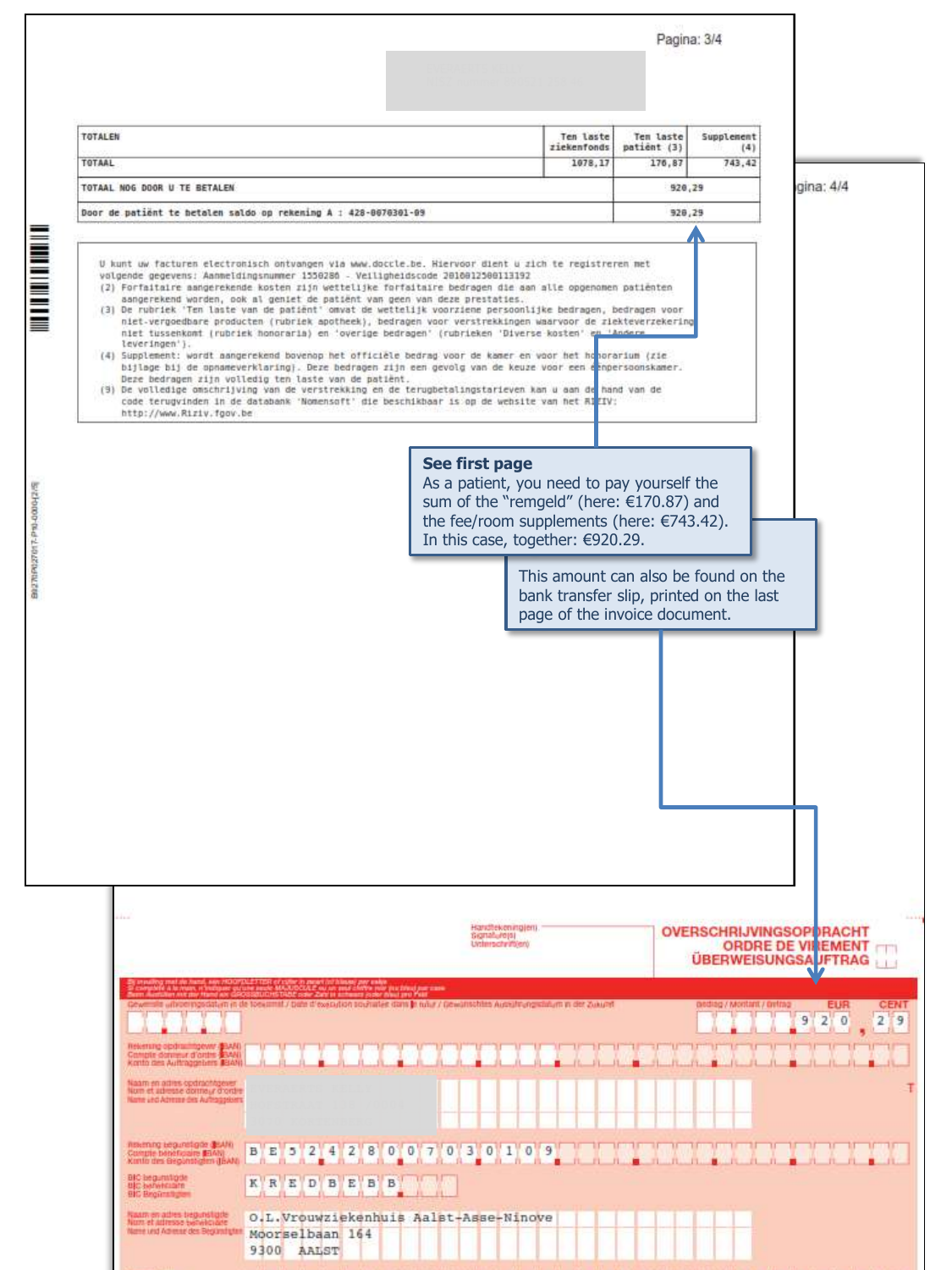| TOTALEN | Ten laste ziekenfonds | Ten laste patiënt (3) | Supplement (4) |
|---|---|---|---|
| TOTAAL | 1078,17 | 176,87 | 743,42 |
| TOTAAL NOG DOOR U TE BETALEN | | 920,29 | |
| Door de patiënt te betalen saldo op rekening A : 428-0070301-09 | | 920,29 | |

U kunt uw facturen electronisch ontvangen via www.doccle.be. Hiervoor dient u zich te registreren met volgende gegevens: Aanmeldingsnummer 1550286 - Veiligheidscode 2010012500113192
(2) Forfaitaire aangerekende kosten zijn wettelijke forfaitaire bedragen die aan alle opgenomen patiënten aangerekend worden, ook al geniet de patiënt van geen van deze prestaties.
(3) De rubriek 'Ten laste van de patiënt' omvat de wettelijk voorziene persoonlijke bedragen, bedragen voor niet-vergoedbare producten (rubriek apotheek), bedragen voor verstrekkingen waarvoor de ziekteverzekering niet tussenkomt (rubriek honoraria) en 'overige bedragen' (rubrieken 'Diverse kosten' en 'Andere leveringen').
(4) Supplement: wordt aangerekend bovenop het officiële bedrag voor de kamer en voor het honorarium (zie bijlage bij de opnameverklaring). Deze bedragen zijn een gevolg van de keuze voor een éénpersoonskamer. Deze bedragen zijn volledig ten laste van de patiënt.
(5) De volledige omschrijving van de verstrekking en de terugbetalingstarieven kan u aan de hand van de code terugvinden in de databank 'Nomensoft' die beschikbaar is op de website van het RIZIV: http://www.Riziv.fgov.be

**See first page**
As a patient, you need to pay yourself the sum of the "remgeld" (here: €170.87) and the fee/room supplements (here: €743.42). In this case, together: €920.29.

This amount can also be found on the bank transfer slip, printed on the last page of the invoice document.

OVERSCHRIJVINGSOPDRACHT
ORDRE DE VIREMENT
ÜBERWEISUNGSAUFTRAG

Handtekening(en) / Signature(s) / Unterschrift(en)

Bedrag / Montant / Betrag: EUR 920 , CENT 29

Rekening begunstigde (IBAN) / Compte bénéficiaire (IBAN) / Konto des Begünstigten (IBAN): BE52 4280 0703 0109

BIC begunstigde / BIC bénéficiaire / BIC Begünstigten: KREDBEBB

Naam en adres begunstigde / Nom et adresse bénéficiaire / Name und Adresse des Begünstigten:
O.L.Vrouwziekenhuis Aalst-Asse-Ninove
Moorselbaan 164
9300 AALST